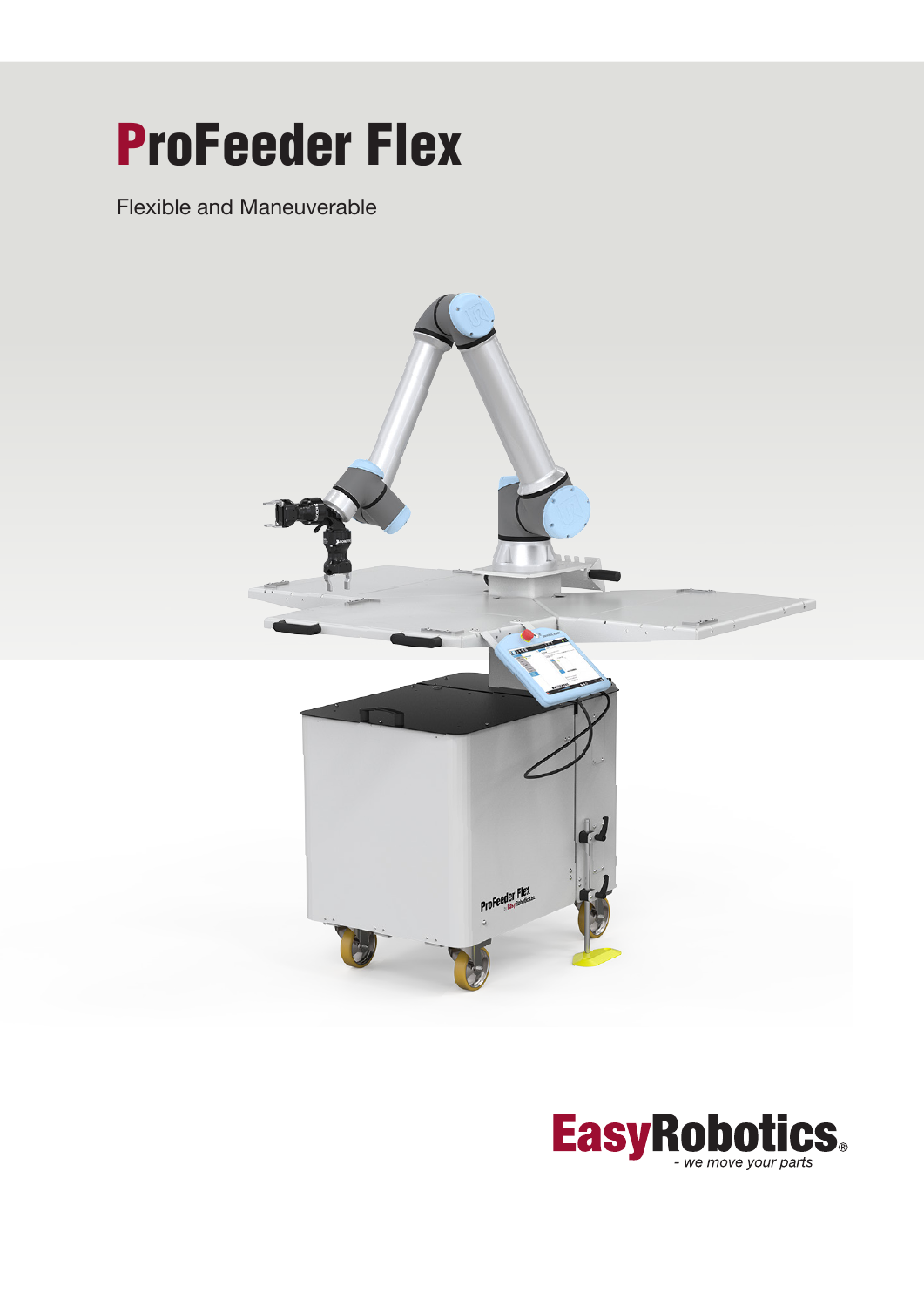# ProFeeder Flex

Flexible and Maneuverable

EasyRobotics

- we move your parts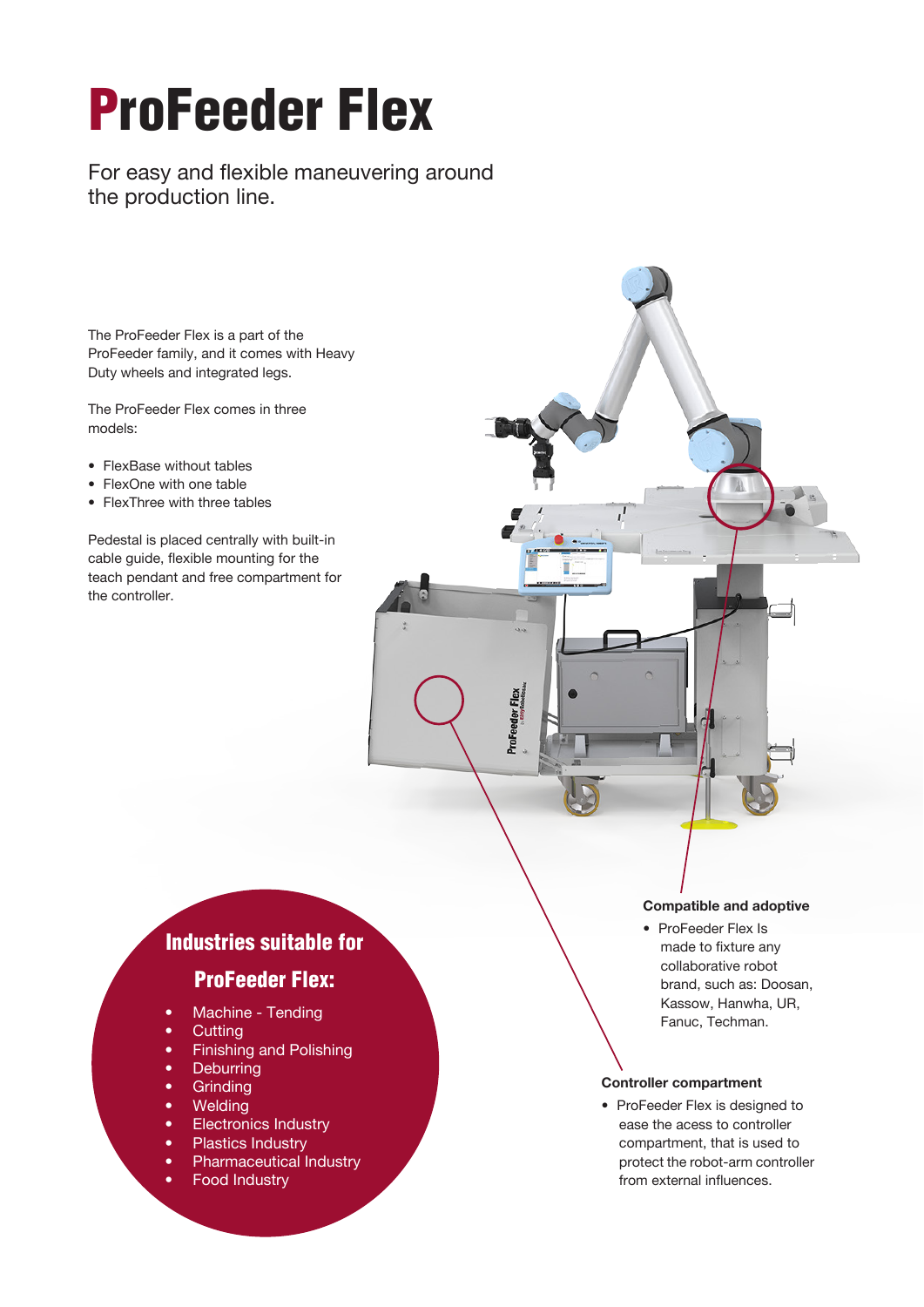# ProFeeder Flex

For easy and flexible maneuvering around the production line.

The ProFeeder Flex is a part of the ProFeeder family, and it comes with Heavy Duty wheels and integrated legs.

The ProFeeder Flex comes in three models:

- FlexBase without tables
- FlexOne with one table
- FlexThree with three tables

Pedestal is placed centrally with built-in cable guide, flexible mounting for the teach pendant and free compartment for the controller.

### Compatible and adoptive

- ProFeeder Flex Is made to fixture any collaborative robot brand, such as: Doosan, Kassow, Hanwha, UR, Fanuc, Techman.

### Controller compartment

- ProFeeder Flex is designed to ease the acess to controller compartment, that is used to protect the robot-arm controller from external influences.

## Industries suitable for ProFeeder Flex:

- Machine - Tending
- Cutting
- Finishing and Polishing
- Deburring
- Grinding
- Welding
- Electronics Industry
- Plastics Industry
- Pharmaceutical Industry
- Food Industry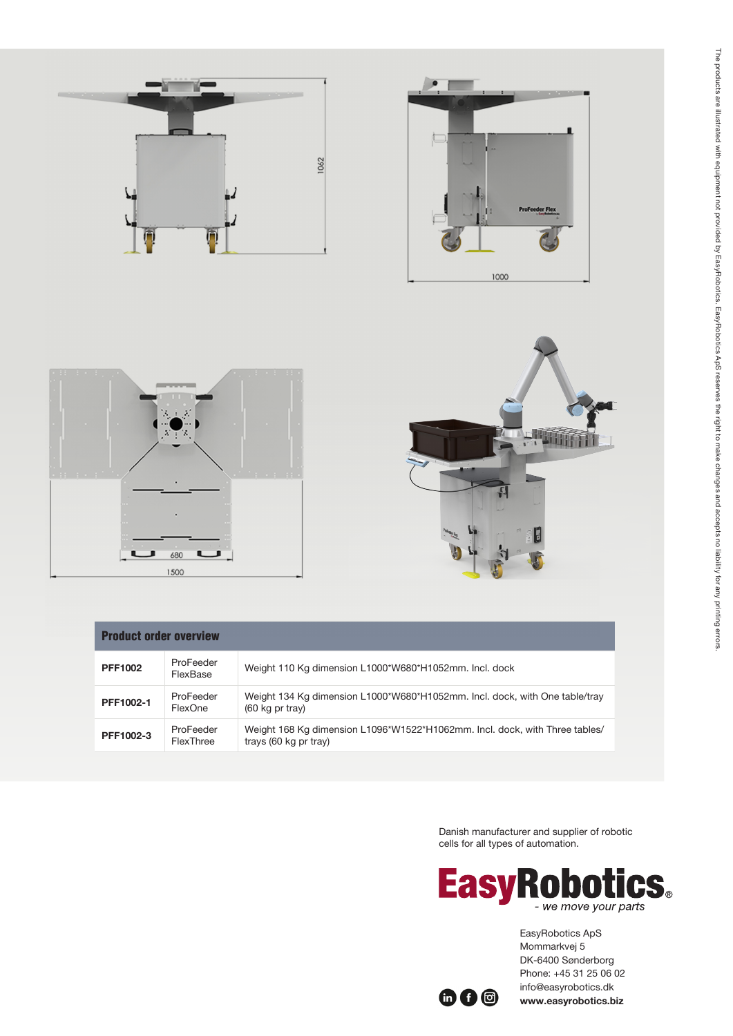1062

1000

680

1500

## Product order overview

| | | |
|---|---|---|
| **PFF1002** | ProFeeder FlexBase | Weight 110 Kg dimension L1000*W680*H1052mm. Incl. dock |
| **PFF1002-1** | ProFeeder FlexOne | Weight 134 Kg dimension L1000*W680*H1052mm. Incl. dock, with One table/tray (60 kg pr tray) |
| **PFF1002-3** | ProFeeder FlexThree | Weight 168 Kg dimension L1096*W1522*H1062mm. Incl. dock, with Three tables/ trays (60 kg pr tray) |

Danish manufacturer and supplier of robotic cells for all types of automation.

**EasyRobotics®**

*- we move your parts*

EasyRobotics ApS
Mommarkvej 5
DK-6400 Sønderborg
Phone: +45 31 25 06 02
info@easyrobotics.dk
**www.easyrobotics.biz**

The products are illustrated with equipment not provided by EasyRobotics. EasyRobotics ApS reserves the right to make changes and accepts no liability for any printing errors.